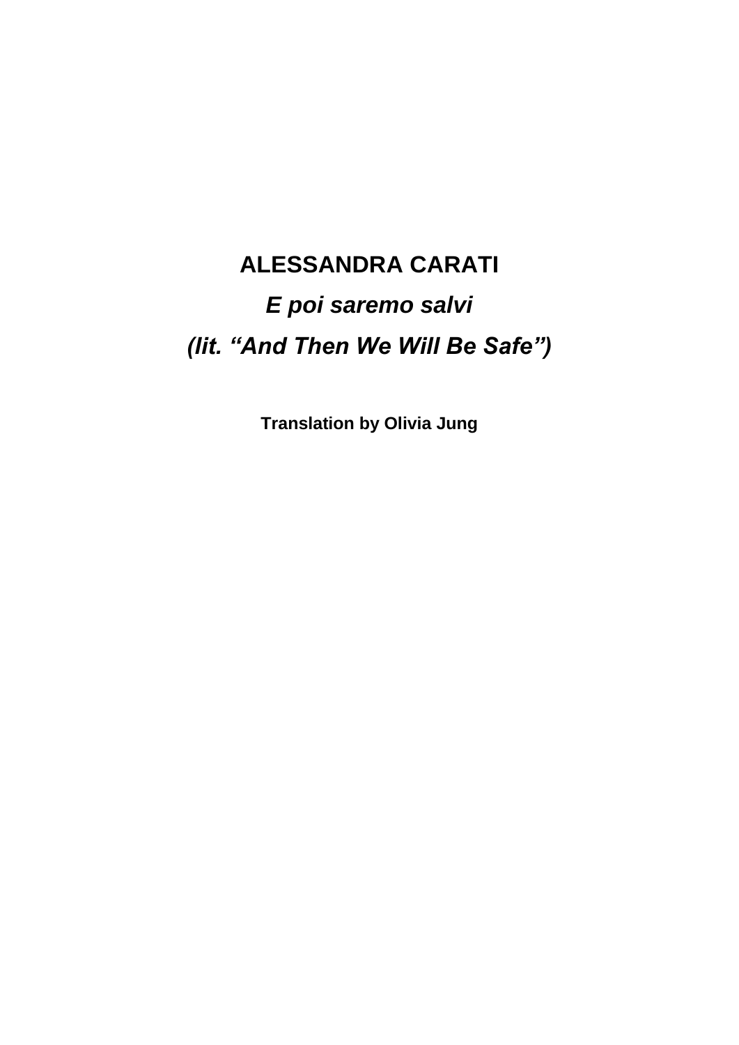# ALESSANDRA CARATI

## *E poi saremo salvi*

## *(lit. “And Then We Will Be Safe”)*

**Translation by Olivia Jung**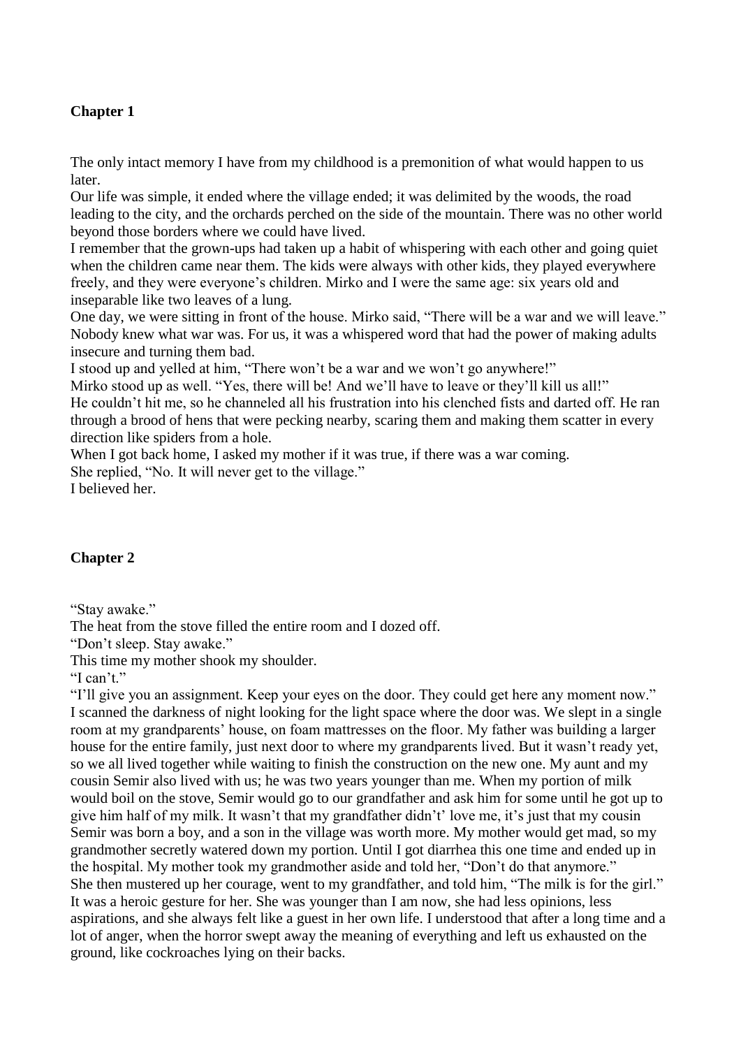## Chapter 1

The only intact memory I have from my childhood is a premonition of what would happen to us later.

Our life was simple, it ended where the village ended; it was delimited by the woods, the road leading to the city, and the orchards perched on the side of the mountain. There was no other world beyond those borders where we could have lived.

I remember that the grown-ups had taken up a habit of whispering with each other and going quiet when the children came near them. The kids were always with other kids, they played everywhere freely, and they were everyone's children. Mirko and I were the same age: six years old and inseparable like two leaves of a lung.

One day, we were sitting in front of the house. Mirko said, "There will be a war and we will leave." Nobody knew what war was. For us, it was a whispered word that had the power of making adults insecure and turning them bad.

I stood up and yelled at him, "There won't be a war and we won't go anywhere!"

Mirko stood up as well. "Yes, there will be! And we'll have to leave or they'll kill us all!"

He couldn't hit me, so he channeled all his frustration into his clenched fists and darted off. He ran through a brood of hens that were pecking nearby, scaring them and making them scatter in every direction like spiders from a hole.

When I got back home, I asked my mother if it was true, if there was a war coming.

She replied, "No. It will never get to the village."

I believed her.

## Chapter 2

"Stay awake."

The heat from the stove filled the entire room and I dozed off.

"Don't sleep. Stay awake."

This time my mother shook my shoulder.

"I can't."

"I'll give you an assignment. Keep your eyes on the door. They could get here any moment now."

I scanned the darkness of night looking for the light space where the door was. We slept in a single room at my grandparents' house, on foam mattresses on the floor. My father was building a larger house for the entire family, just next door to where my grandparents lived. But it wasn't ready yet, so we all lived together while waiting to finish the construction on the new one. My aunt and my cousin Semir also lived with us; he was two years younger than me. When my portion of milk would boil on the stove, Semir would go to our grandfather and ask him for some until he got up to give him half of my milk. It wasn't that my grandfather didn't' love me, it's just that my cousin Semir was born a boy, and a son in the village was worth more. My mother would get mad, so my grandmother secretly watered down my portion. Until I got diarrhea this one time and ended up in the hospital. My mother took my grandmother aside and told her, "Don't do that anymore."

She then mustered up her courage, went to my grandfather, and told him, "The milk is for the girl." It was a heroic gesture for her. She was younger than I am now, she had less opinions, less aspirations, and she always felt like a guest in her own life. I understood that after a long time and a lot of anger, when the horror swept away the meaning of everything and left us exhausted on the ground, like cockroaches lying on their backs.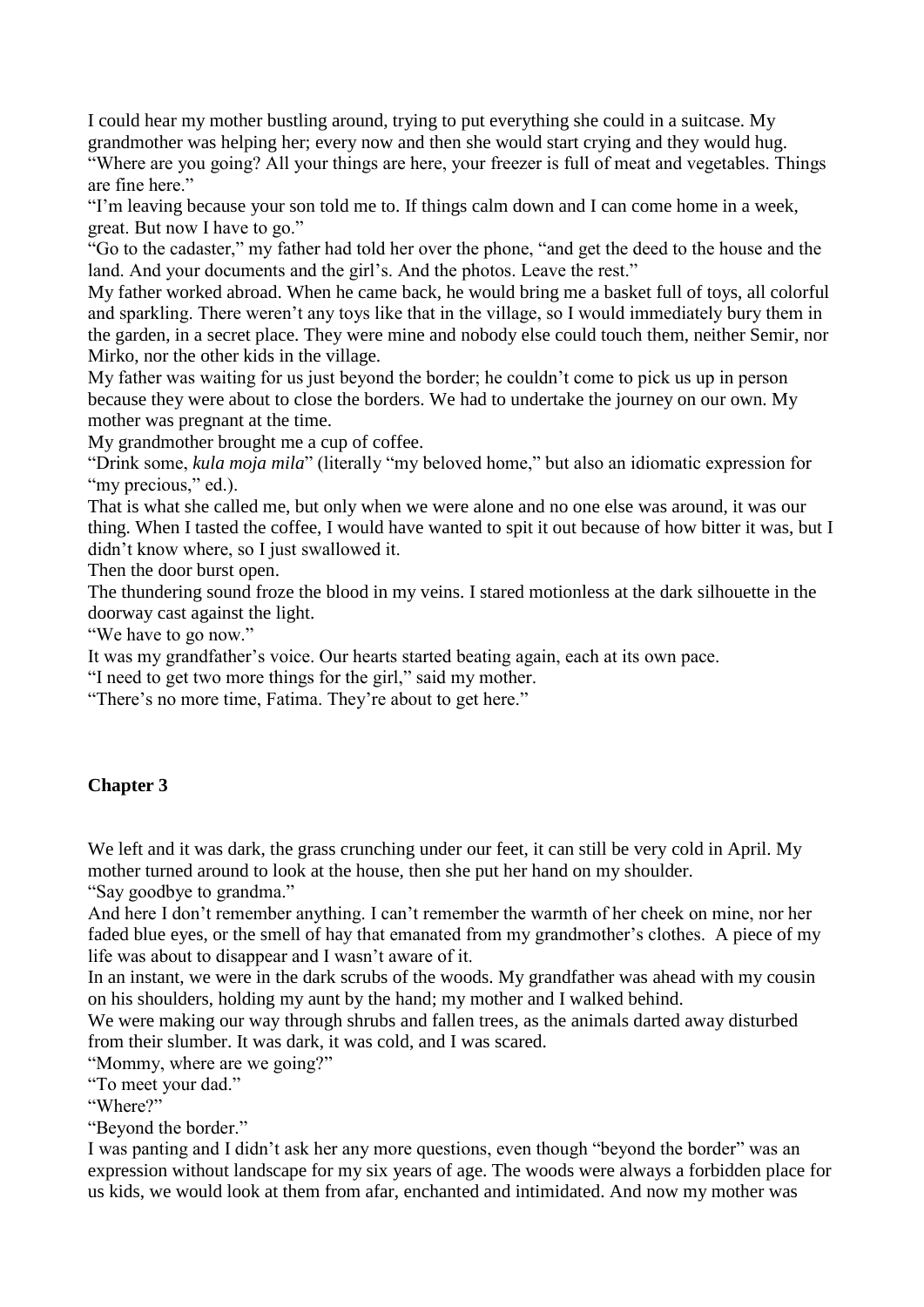I could hear my mother bustling around, trying to put everything she could in a suitcase. My grandmother was helping her; every now and then she would start crying and they would hug.

"Where are you going? All your things are here, your freezer is full of meat and vegetables. Things are fine here."

"I'm leaving because your son told me to. If things calm down and I can come home in a week, great. But now I have to go."

"Go to the cadaster," my father had told her over the phone, "and get the deed to the house and the land. And your documents and the girl's. And the photos. Leave the rest."

My father worked abroad. When he came back, he would bring me a basket full of toys, all colorful and sparkling. There weren't any toys like that in the village, so I would immediately bury them in the garden, in a secret place. They were mine and nobody else could touch them, neither Semir, nor Mirko, nor the other kids in the village.

My father was waiting for us just beyond the border; he couldn't come to pick us up in person because they were about to close the borders. We had to undertake the journey on our own. My mother was pregnant at the time.

My grandmother brought me a cup of coffee.

"Drink some, *kula moja mila*" (literally "my beloved home," but also an idiomatic expression for "my precious," ed.).

That is what she called me, but only when we were alone and no one else was around, it was our thing. When I tasted the coffee, I would have wanted to spit it out because of how bitter it was, but I didn't know where, so I just swallowed it.

Then the door burst open.

The thundering sound froze the blood in my veins. I stared motionless at the dark silhouette in the doorway cast against the light.

"We have to go now."

It was my grandfather's voice. Our hearts started beating again, each at its own pace.

"I need to get two more things for the girl," said my mother.

"There's no more time, Fatima. They're about to get here."

## Chapter 3

We left and it was dark, the grass crunching under our feet, it can still be very cold in April. My mother turned around to look at the house, then she put her hand on my shoulder.

"Say goodbye to grandma."

And here I don't remember anything. I can't remember the warmth of her cheek on mine, nor her faded blue eyes, or the smell of hay that emanated from my grandmother's clothes. A piece of my life was about to disappear and I wasn't aware of it.

In an instant, we were in the dark scrubs of the woods. My grandfather was ahead with my cousin on his shoulders, holding my aunt by the hand; my mother and I walked behind.

We were making our way through shrubs and fallen trees, as the animals darted away disturbed from their slumber. It was dark, it was cold, and I was scared.

"Mommy, where are we going?"

"To meet your dad."

"Where?"

"Beyond the border."

I was panting and I didn't ask her any more questions, even though "beyond the border" was an expression without landscape for my six years of age. The woods were always a forbidden place for us kids, we would look at them from afar, enchanted and intimidated. And now my mother was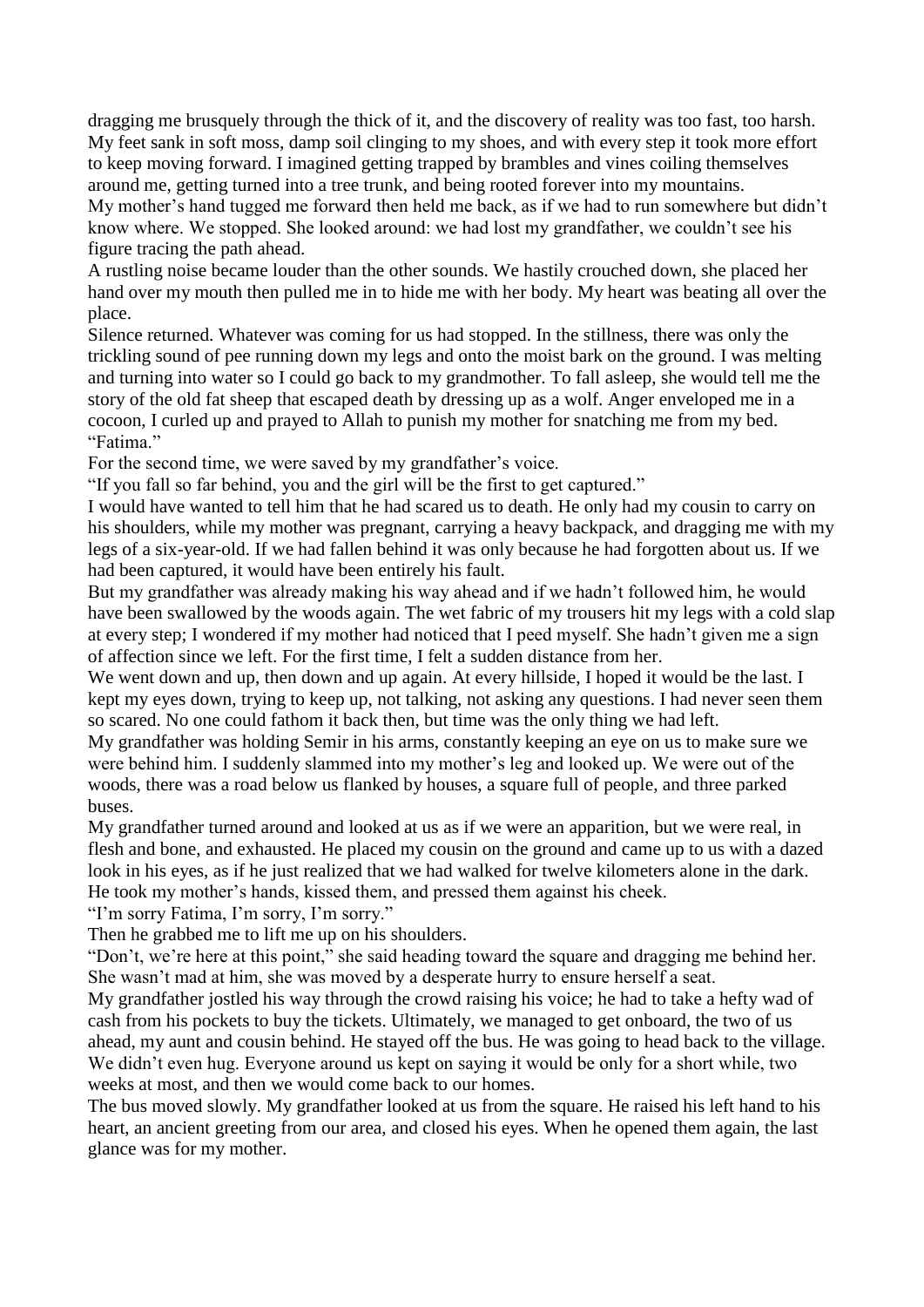dragging me brusquely through the thick of it, and the discovery of reality was too fast, too harsh. My feet sank in soft moss, damp soil clinging to my shoes, and with every step it took more effort to keep moving forward. I imagined getting trapped by brambles and vines coiling themselves around me, getting turned into a tree trunk, and being rooted forever into my mountains.

My mother's hand tugged me forward then held me back, as if we had to run somewhere but didn't know where. We stopped. She looked around: we had lost my grandfather, we couldn't see his figure tracing the path ahead.

A rustling noise became louder than the other sounds. We hastily crouched down, she placed her hand over my mouth then pulled me in to hide me with her body. My heart was beating all over the place.

Silence returned. Whatever was coming for us had stopped. In the stillness, there was only the trickling sound of pee running down my legs and onto the moist bark on the ground. I was melting and turning into water so I could go back to my grandmother. To fall asleep, she would tell me the story of the old fat sheep that escaped death by dressing up as a wolf. Anger enveloped me in a cocoon, I curled up and prayed to Allah to punish my mother for snatching me from my bed.

"Fatima."

For the second time, we were saved by my grandfather's voice.

"If you fall so far behind, you and the girl will be the first to get captured."

I would have wanted to tell him that he had scared us to death. He only had my cousin to carry on his shoulders, while my mother was pregnant, carrying a heavy backpack, and dragging me with my legs of a six-year-old. If we had fallen behind it was only because he had forgotten about us. If we had been captured, it would have been entirely his fault.

But my grandfather was already making his way ahead and if we hadn't followed him, he would have been swallowed by the woods again. The wet fabric of my trousers hit my legs with a cold slap at every step; I wondered if my mother had noticed that I peed myself. She hadn't given me a sign of affection since we left. For the first time, I felt a sudden distance from her.

We went down and up, then down and up again. At every hillside, I hoped it would be the last. I kept my eyes down, trying to keep up, not talking, not asking any questions. I had never seen them so scared. No one could fathom it back then, but time was the only thing we had left.

My grandfather was holding Semir in his arms, constantly keeping an eye on us to make sure we were behind him. I suddenly slammed into my mother's leg and looked up. We were out of the woods, there was a road below us flanked by houses, a square full of people, and three parked buses.

My grandfather turned around and looked at us as if we were an apparition, but we were real, in flesh and bone, and exhausted. He placed my cousin on the ground and came up to us with a dazed look in his eyes, as if he just realized that we had walked for twelve kilometers alone in the dark. He took my mother's hands, kissed them, and pressed them against his cheek.

"I'm sorry Fatima, I'm sorry, I'm sorry."

Then he grabbed me to lift me up on his shoulders.

"Don't, we're here at this point," she said heading toward the square and dragging me behind her. She wasn't mad at him, she was moved by a desperate hurry to ensure herself a seat.

My grandfather jostled his way through the crowd raising his voice; he had to take a hefty wad of cash from his pockets to buy the tickets. Ultimately, we managed to get onboard, the two of us ahead, my aunt and cousin behind. He stayed off the bus. He was going to head back to the village. We didn't even hug. Everyone around us kept on saying it would be only for a short while, two weeks at most, and then we would come back to our homes.

The bus moved slowly. My grandfather looked at us from the square. He raised his left hand to his heart, an ancient greeting from our area, and closed his eyes. When he opened them again, the last glance was for my mother.